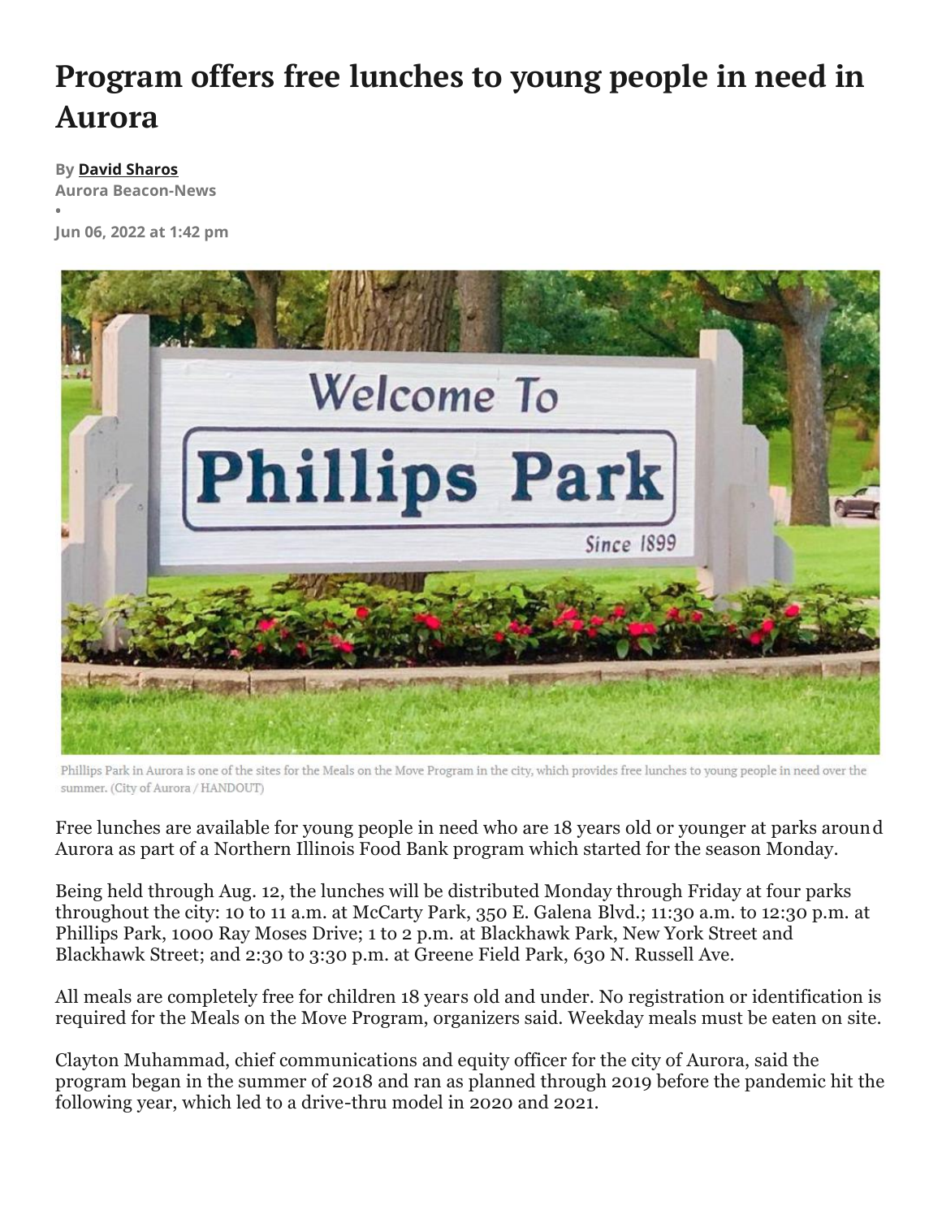# Program offers free lunches to young people in need in Aurora

By **David Sharos**
**Aurora Beacon-News**
•
**Jun 06, 2022 at 1:42 pm**

Phillips Park in Aurora is one of the sites for the Meals on the Move Program in the city, which provides free lunches to young people in need over the summer. (City of Aurora / HANDOUT)

Free lunches are available for young people in need who are 18 years old or younger at parks around Aurora as part of a Northern Illinois Food Bank program which started for the season Monday.

Being held through Aug. 12, the lunches will be distributed Monday through Friday at four parks throughout the city: 10 to 11 a.m. at McCarty Park, 350 E. Galena Blvd.; 11:30 a.m. to 12:30 p.m. at Phillips Park, 1000 Ray Moses Drive; 1 to 2 p.m. at Blackhawk Park, New York Street and Blackhawk Street; and 2:30 to 3:30 p.m. at Greene Field Park, 630 N. Russell Ave.

All meals are completely free for children 18 years old and under. No registration or identification is required for the Meals on the Move Program, organizers said. Weekday meals must be eaten on site.

Clayton Muhammad, chief communications and equity officer for the city of Aurora, said the program began in the summer of 2018 and ran as planned through 2019 before the pandemic hit the following year, which led to a drive-thru model in 2020 and 2021.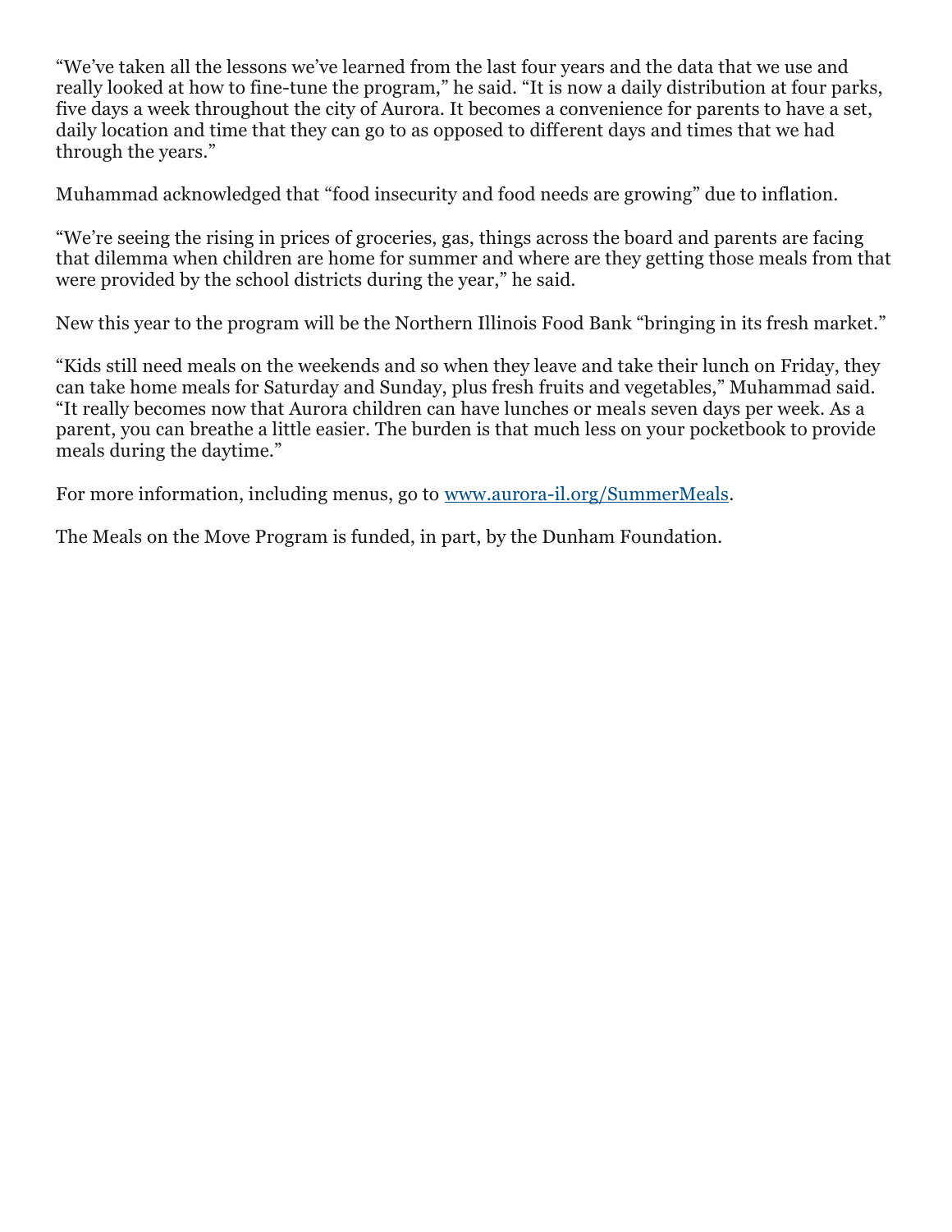"We've taken all the lessons we've learned from the last four years and the data that we use and really looked at how to fine-tune the program," he said. "It is now a daily distribution at four parks, five days a week throughout the city of Aurora. It becomes a convenience for parents to have a set, daily location and time that they can go to as opposed to different days and times that we had through the years."

Muhammad acknowledged that "food insecurity and food needs are growing" due to inflation.

"We're seeing the rising in prices of groceries, gas, things across the board and parents are facing that dilemma when children are home for summer and where are they getting those meals from that were provided by the school districts during the year," he said.

New this year to the program will be the Northern Illinois Food Bank "bringing in its fresh market."

"Kids still need meals on the weekends and so when they leave and take their lunch on Friday, they can take home meals for Saturday and Sunday, plus fresh fruits and vegetables," Muhammad said. "It really becomes now that Aurora children can have lunches or meals seven days per week. As a parent, you can breathe a little easier. The burden is that much less on your pocketbook to provide meals during the daytime."

For more information, including menus, go to [www.aurora-il.org/SummerMeals](www.aurora-il.org/SummerMeals).

The Meals on the Move Program is funded, in part, by the Dunham Foundation.